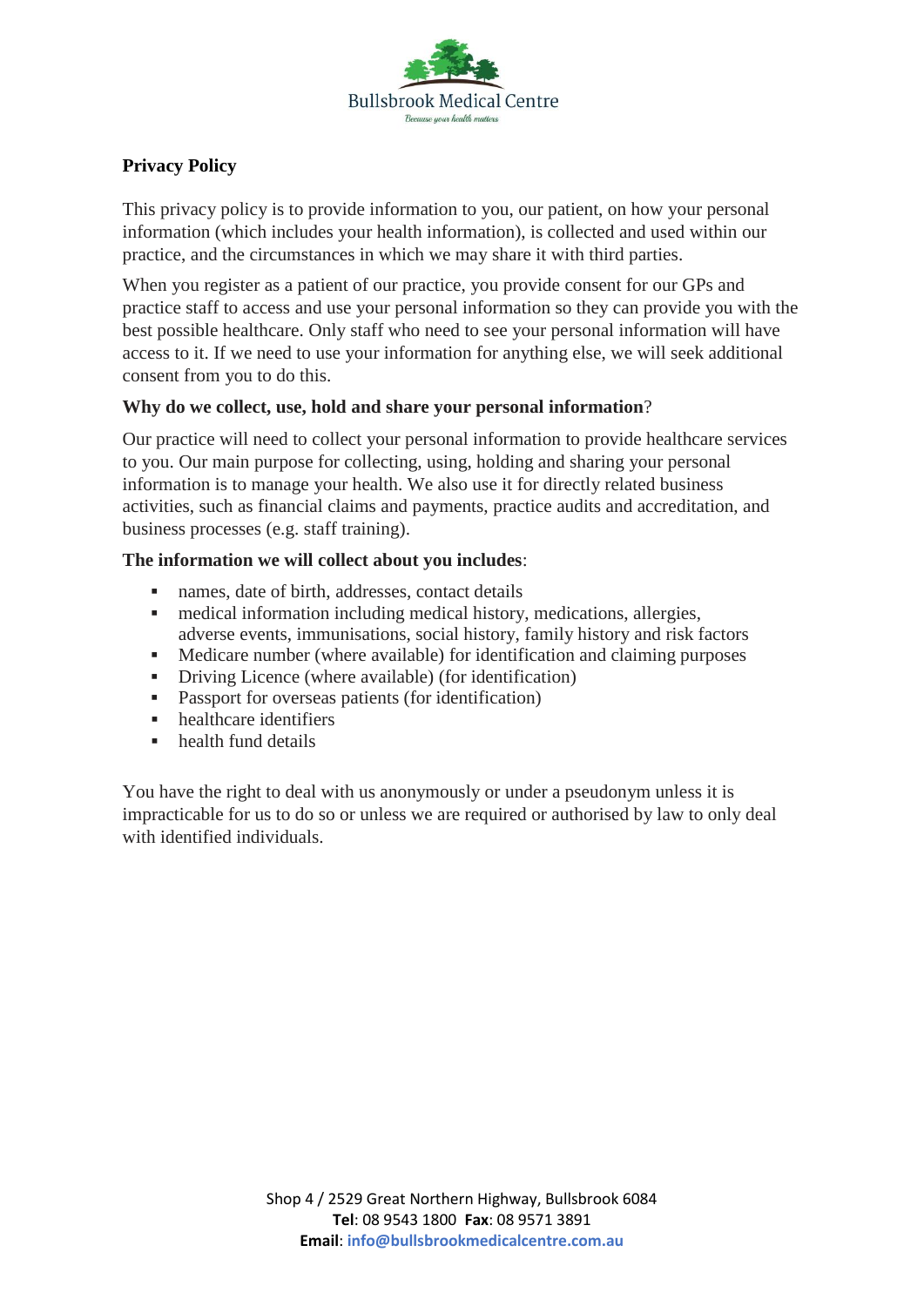Bullsbrook Medical Centre

*Because your health matters*

# Privacy Policy

This privacy policy is to provide information to you, our patient, on how your personal information (which includes your health information), is collected and used within our practice, and the circumstances in which we may share it with third parties.

When you register as a patient of our practice, you provide consent for our GPs and practice staff to access and use your personal information so they can provide you with the best possible healthcare. Only staff who need to see your personal information will have access to it. If we need to use your information for anything else, we will seek additional consent from you to do this.

## Why do we collect, use, hold and share your personal information?

Our practice will need to collect your personal information to provide healthcare services to you. Our main purpose for collecting, using, holding and sharing your personal information is to manage your health. We also use it for directly related business activities, such as financial claims and payments, practice audits and accreditation, and business processes (e.g. staff training).

## The information we will collect about you includes:

- names, date of birth, addresses, contact details
- medical information including medical history, medications, allergies, adverse events, immunisations, social history, family history and risk factors
- Medicare number (where available) for identification and claiming purposes
- Driving Licence (where available) (for identification)
- Passport for overseas patients (for identification)
- healthcare identifiers
- health fund details

You have the right to deal with us anonymously or under a pseudonym unless it is impracticable for us to do so or unless we are required or authorised by law to only deal with identified individuals.

Shop 4 / 2529 Great Northern Highway, Bullsbrook 6084
**Tel**: 08 9543 1800 **Fax**: 08 9571 3891
**Email**: info@bullsbrookmedicalcentre.com.au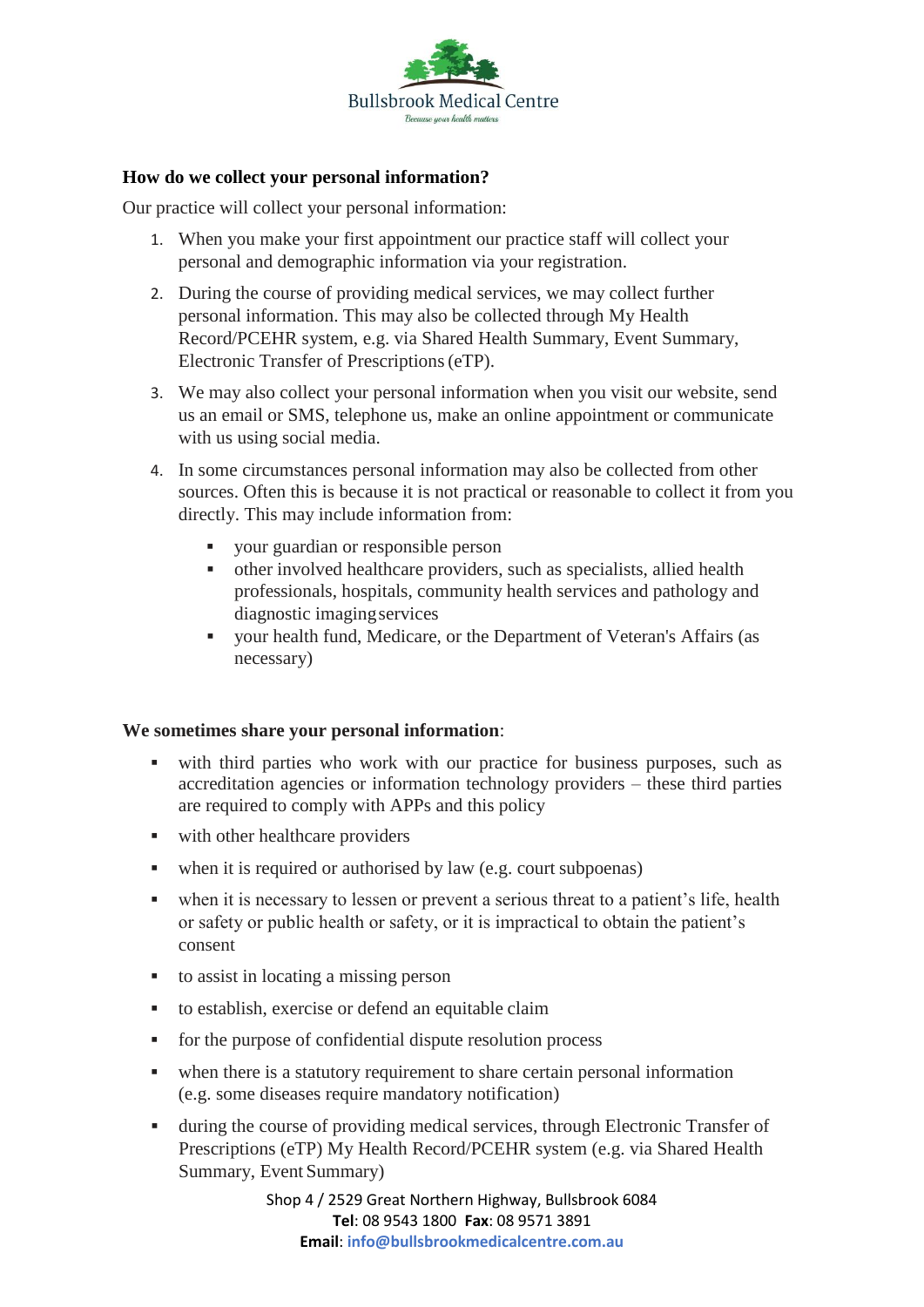## How do we collect your personal information?

Our practice will collect your personal information:

1. When you make your first appointment our practice staff will collect your personal and demographic information via your registration.
2. During the course of providing medical services, we may collect further personal information. This may also be collected through My Health Record/PCEHR system, e.g. via Shared Health Summary, Event Summary, Electronic Transfer of Prescriptions (eTP).
3. We may also collect your personal information when you visit our website, send us an email or SMS, telephone us, make an online appointment or communicate with us using social media.
4. In some circumstances personal information may also be collected from other sources. Often this is because it is not practical or reasonable to collect it from you directly. This may include information from:
   - your guardian or responsible person
   - other involved healthcare providers, such as specialists, allied health professionals, hospitals, community health services and pathology and diagnostic imaging services
   - your health fund, Medicare, or the Department of Veteran's Affairs (as necessary)

**We sometimes share your personal information**:

- with third parties who work with our practice for business purposes, such as accreditation agencies or information technology providers – these third parties are required to comply with APPs and this policy
- with other healthcare providers
- when it is required or authorised by law (e.g. court subpoenas)
- when it is necessary to lessen or prevent a serious threat to a patient's life, health or safety or public health or safety, or it is impractical to obtain the patient's consent
- to assist in locating a missing person
- to establish, exercise or defend an equitable claim
- for the purpose of confidential dispute resolution process
- when there is a statutory requirement to share certain personal information (e.g. some diseases require mandatory notification)
- during the course of providing medical services, through Electronic Transfer of Prescriptions (eTP) My Health Record/PCEHR system (e.g. via Shared Health Summary, Event Summary)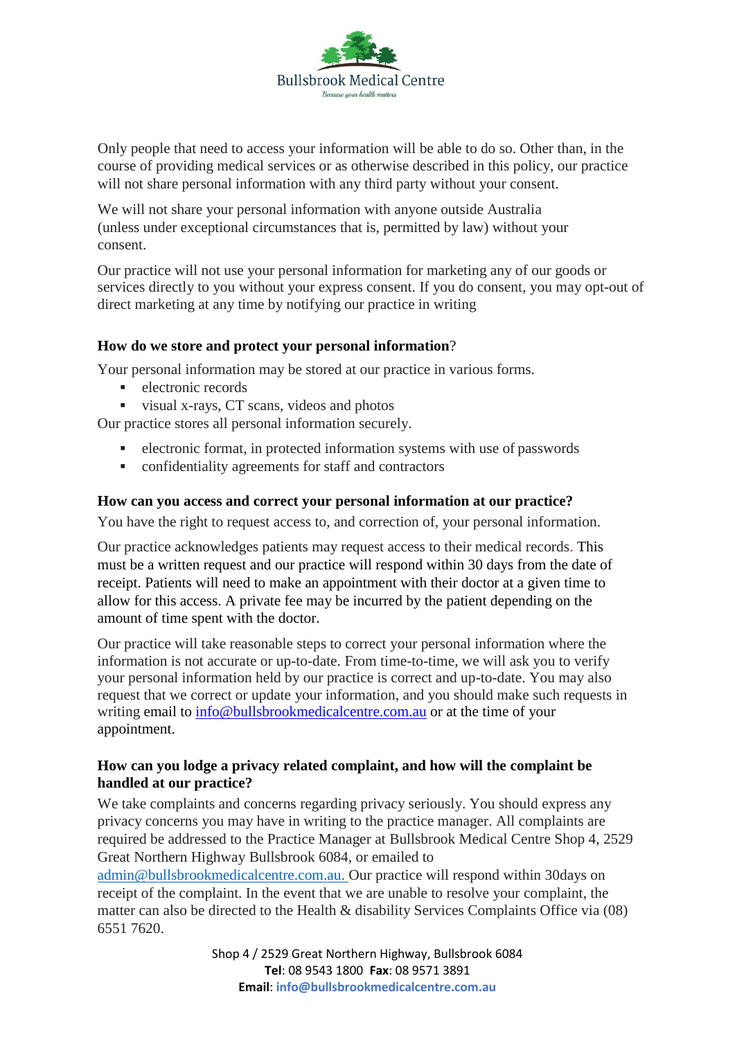Only people that need to access your information will be able to do so. Other than, in the course of providing medical services or as otherwise described in this policy, our practice will not share personal information with any third party without your consent.

We will not share your personal information with anyone outside Australia (unless under exceptional circumstances that is, permitted by law) without your consent.

Our practice will not use your personal information for marketing any of our goods or services directly to you without your express consent. If you do consent, you may opt-out of direct marketing at any time by notifying our practice in writing

### How do we store and protect your personal information?

Your personal information may be stored at our practice in various forms.

- electronic records
- visual x-rays, CT scans, videos and photos

Our practice stores all personal information securely.

- electronic format, in protected information systems with use of passwords
- confidentiality agreements for staff and contractors

### How can you access and correct your personal information at our practice?

You have the right to request access to, and correction of, your personal information.

Our practice acknowledges patients may request access to their medical records. This must be a written request and our practice will respond within 30 days from the date of receipt. Patients will need to make an appointment with their doctor at a given time to allow for this access. A private fee may be incurred by the patient depending on the amount of time spent with the doctor.

Our practice will take reasonable steps to correct your personal information where the information is not accurate or up-to-date. From time-to-time, we will ask you to verify your personal information held by our practice is correct and up-to-date. You may also request that we correct or update your information, and you should make such requests in writing email to info@bullsbrookmedicalcentre.com.au or at the time of your appointment.

### How can you lodge a privacy related complaint, and how will the complaint be handled at our practice?

We take complaints and concerns regarding privacy seriously. You should express any privacy concerns you may have in writing to the practice manager. All complaints are required be addressed to the Practice Manager at Bullsbrook Medical Centre Shop 4, 2529 Great Northern Highway Bullsbrook 6084, or emailed to admin@bullsbrookmedicalcentre.com.au. Our practice will respond within 30days on receipt of the complaint. In the event that we are unable to resolve your complaint, the matter can also be directed to the Health & disability Services Complaints Office via (08) 6551 7620.